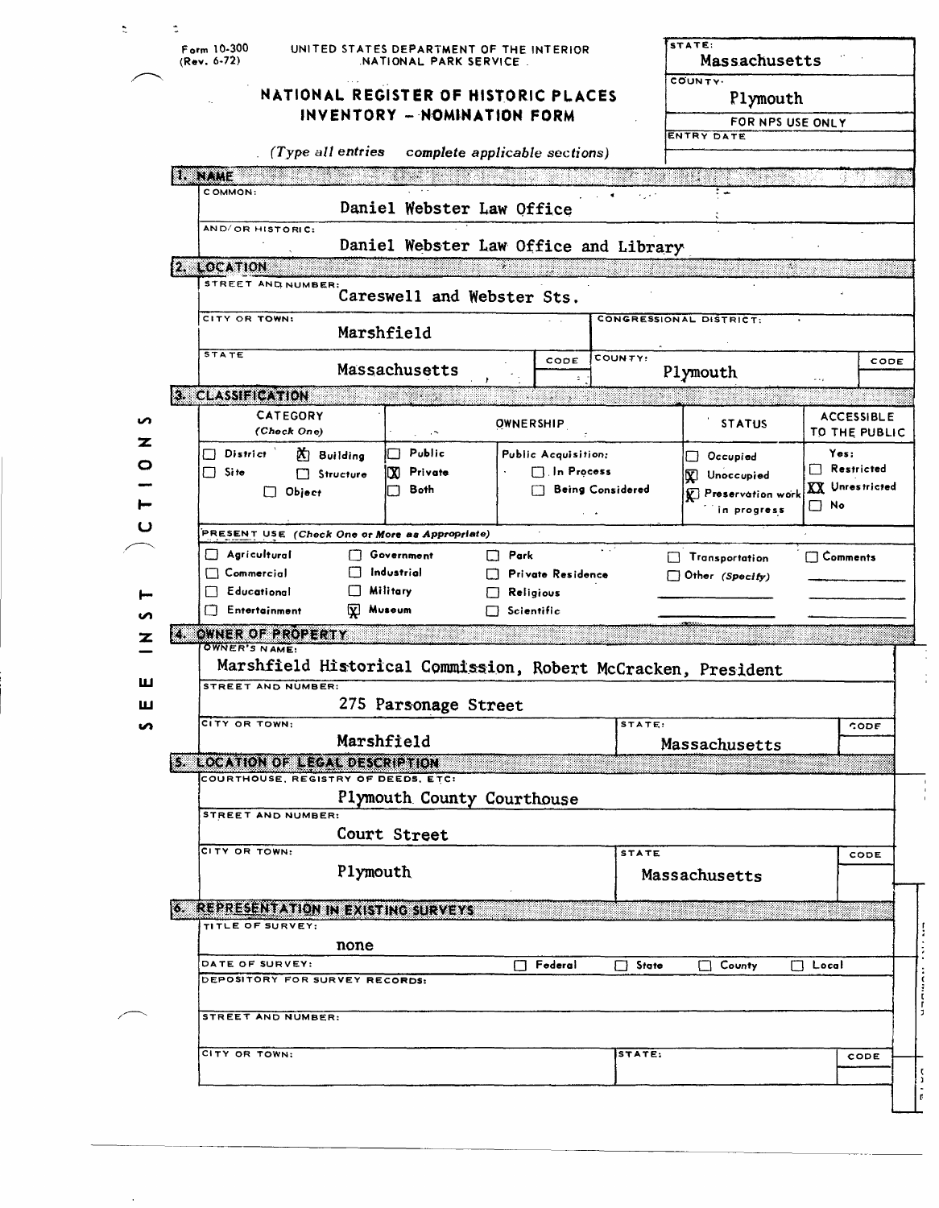Form 10-300
(Rev. 6-72)

UNITED STATES DEPARTMENT OF THE INTERIOR
NATIONAL PARK SERVICE

# NATIONAL REGISTER OF HISTORIC PLACES INVENTORY -- NOMINATION FORM

*(Type all entries complete applicable sections)*

| STATE: | Massachusetts |
|---|---|
| COUNTY: | Plymouth |
| FOR NPS USE ONLY | |
| ENTRY DATE | |

SEE INSTRUCTIONS

## 1. NAME

COMMON:
Daniel Webster Law Office

AND/OR HISTORIC:
Daniel Webster Law Office and Library

## 2. LOCATION

STREET AND NUMBER:
Careswell and Webster Sts.

CITY OR TOWN: Marshfield
CONGRESSIONAL DISTRICT:

STATE: Massachusetts
CODE:
COUNTY: Plymouth
CODE:

## 3. CLASSIFICATION

| CATEGORY (Check One) | OWNERSHIP | | STATUS | ACCESSIBLE TO THE PUBLIC |
|---|---|---|---|---|
| ☐ District ☒ Building | ☐ Public | Public Acquisition: | ☐ Occupied | Yes: |
| ☐ Site ☐ Structure | ☒ Private | ☐ In Process | ☒ Unoccupied | ☐ Restricted |
| ☐ Object | ☐ Both | ☐ Being Considered | ☒ Preservation work in progress | ☒ Unrestricted |
| | | | | ☐ No |

PRESENT USE *(Check One or More as Appropriate)*

| | | | | |
|---|---|---|---|---|
| ☐ Agricultural | ☐ Government | ☐ Park | ☐ Transportation | ☐ Comments |
| ☐ Commercial | ☐ Industrial | ☐ Private Residence | ☐ Other (Specify) | |
| ☐ Educational | ☐ Military | ☐ Religious | | |
| ☐ Entertainment | ☒ Museum | ☐ Scientific | | |

## 4. OWNER OF PROPERTY

OWNER'S NAME:
Marshfield Historical Commission, Robert McCracken, President

STREET AND NUMBER:
275 Parsonage Street

CITY OR TOWN: Marshfield
STATE: Massachusetts
CODE:

## 5. LOCATION OF LEGAL DESCRIPTION

COURTHOUSE, REGISTRY OF DEEDS, ETC:
Plymouth County Courthouse

STREET AND NUMBER:
Court Street

CITY OR TOWN: Plymouth
STATE: Massachusetts
CODE:

## 6. REPRESENTATION IN EXISTING SURVEYS

TITLE OF SURVEY:
none

DATE OF SURVEY:
☐ Federal ☐ State ☐ County ☐ Local

DEPOSITORY FOR SURVEY RECORDS:

STREET AND NUMBER:

CITY OR TOWN:
STATE:
CODE: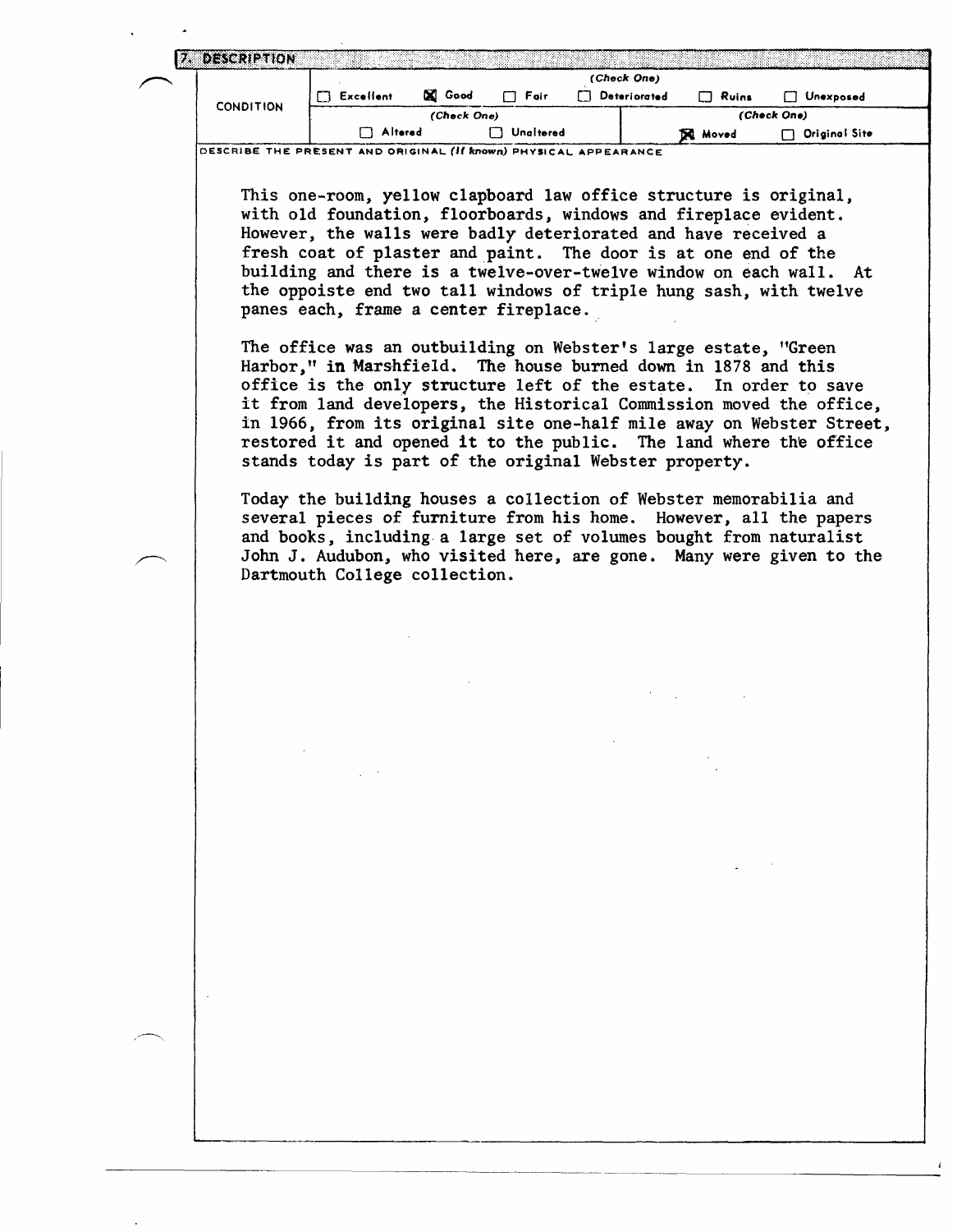## 7. DESCRIPTION

| CONDITION | (Check One) | | | | | |
|---|---|---|---|---|---|---|
| | ☐ Excellent | ☒ Good | ☐ Fair | ☐ Deteriorated | ☐ Ruins | ☐ Unexposed |
| | (Check One) | | | (Check One) | | |
| | ☐ Altered | ☐ Unaltered | | ☒ Moved | ☐ Original Site | |

DESCRIBE THE PRESENT AND ORIGINAL *(If known)* PHYSICAL APPEARANCE

This one-room, yellow clapboard law office structure is original, with old foundation, floorboards, windows and fireplace evident. However, the walls were badly deteriorated and have received a fresh coat of plaster and paint. The door is at one end of the building and there is a twelve-over-twelve window on each wall. At the oppoiste end two tall windows of triple hung sash, with twelve panes each, frame a center fireplace.

The office was an outbuilding on Webster's large estate, "Green Harbor," in Marshfield. The house burned down in 1878 and this office is the only structure left of the estate. In order to save it from land developers, the Historical Commission moved the office, in 1966, from its original site one-half mile away on Webster Street, restored it and opened it to the public. The land where the office stands today is part of the original Webster property.

Today the building houses a collection of Webster memorabilia and several pieces of furniture from his home. However, all the papers and books, including a large set of volumes bought from naturalist John J. Audubon, who visited here, are gone. Many were given to the Dartmouth College collection.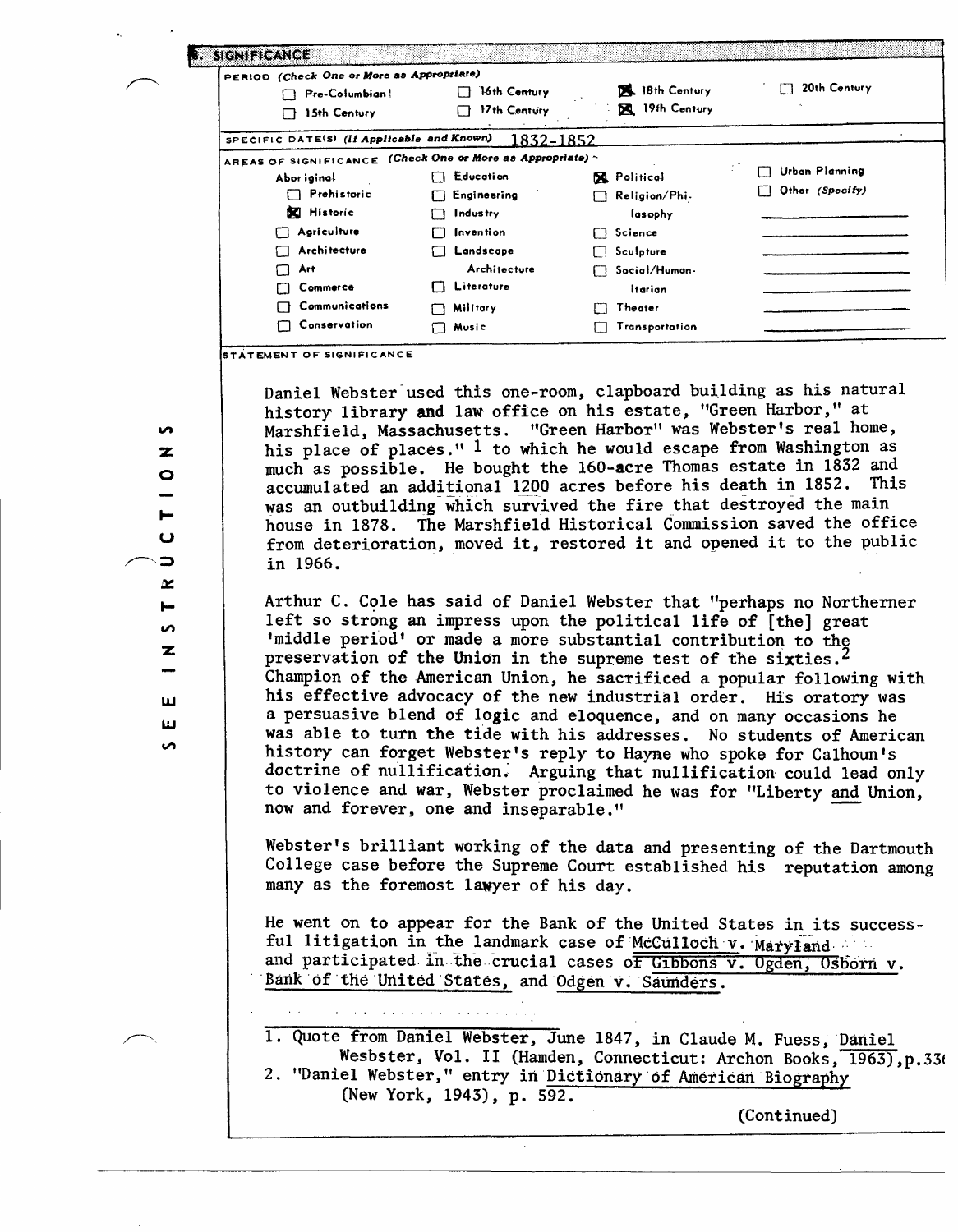## 8. SIGNIFICANCE

**PERIOD** (Check One or More as Appropriate)

| | | | |
|---|---|---|---|
| ☐ Pre-Columbian | ☐ 16th Century | ☒ 18th Century | ☐ 20th Century |
| ☐ 15th Century | ☐ 17th Century | ☒ 19th Century | |

**SPECIFIC DATE(S)** (If Applicable and Known) 1832-1852

**AREAS OF SIGNIFICANCE** (Check One or More as Appropriate)

| | | | |
|---|---|---|---|
| Aboriginal | ☐ Education | ☒ Political | ☐ Urban Planning |
| ☐ Prehistoric | ☐ Engineering | ☐ Religion/Philosophy | ☐ Other (Specify) |
| ☒ Historic | ☐ Industry | | |
| ☐ Agriculture | ☐ Invention | ☐ Science | |
| ☐ Architecture | ☐ Landscape Architecture | ☐ Sculpture | |
| ☐ Art | | ☐ Social/Humanitarian | |
| ☐ Commerce | ☐ Literature | | |
| ☐ Communications | ☐ Military | ☐ Theater | |
| ☐ Conservation | ☐ Music | ☐ Transportation | |

**STATEMENT OF SIGNIFICANCE**

Daniel Webster used this one-room, clapboard building as his natural history library and law office on his estate, "Green Harbor," at Marshfield, Massachusetts. "Green Harbor" was Webster's real home, his place of places."[1] to which he would escape from Washington as much as possible. He bought the 160-acre Thomas estate in 1832 and accumulated an additional 1200 acres before his death in 1852. This was an outbuilding which survived the fire that destroyed the main house in 1878. The Marshfield Historical Commission saved the office from deterioration, moved it, restored it and opened it to the public in 1966.

Arthur C. Cole has said of Daniel Webster that "perhaps no Northerner left so strong an impress upon the political life of [the] great 'middle period' or made a more substantial contribution to the preservation of the Union in the supreme test of the sixties.[2] Champion of the American Union, he sacrificed a popular following with his effective advocacy of the new industrial order. His oratory was a persuasive blend of logic and eloquence, and on many occasions he was able to turn the tide with his addresses. No students of American history can forget Webster's reply to Hayne who spoke for Calhoun's doctrine of nullification. Arguing that nullification could lead only to violence and war, Webster proclaimed he was for "Liberty and Union, now and forever, one and inseparable."

Webster's brilliant working of the data and presenting of the Dartmouth College case before the Supreme Court established his reputation among many as the foremost lawyer of his day.

He went on to appear for the Bank of the United States in its successful litigation in the landmark case of McCulloch v. Maryland and participated in the crucial cases of Gibbons v. Ogden, Osborn v. Bank of the United States, and Odgen v. Saunders.

---

1. Quote from Daniel Webster, June 1847, in Claude M. Fuess, Daniel Wesbster, Vol. II (Hamden, Connecticut: Archon Books, 1963), p.33(
2. "Daniel Webster," entry in Dictionary of American Biography (New York, 1943), p. 592.

(Continued)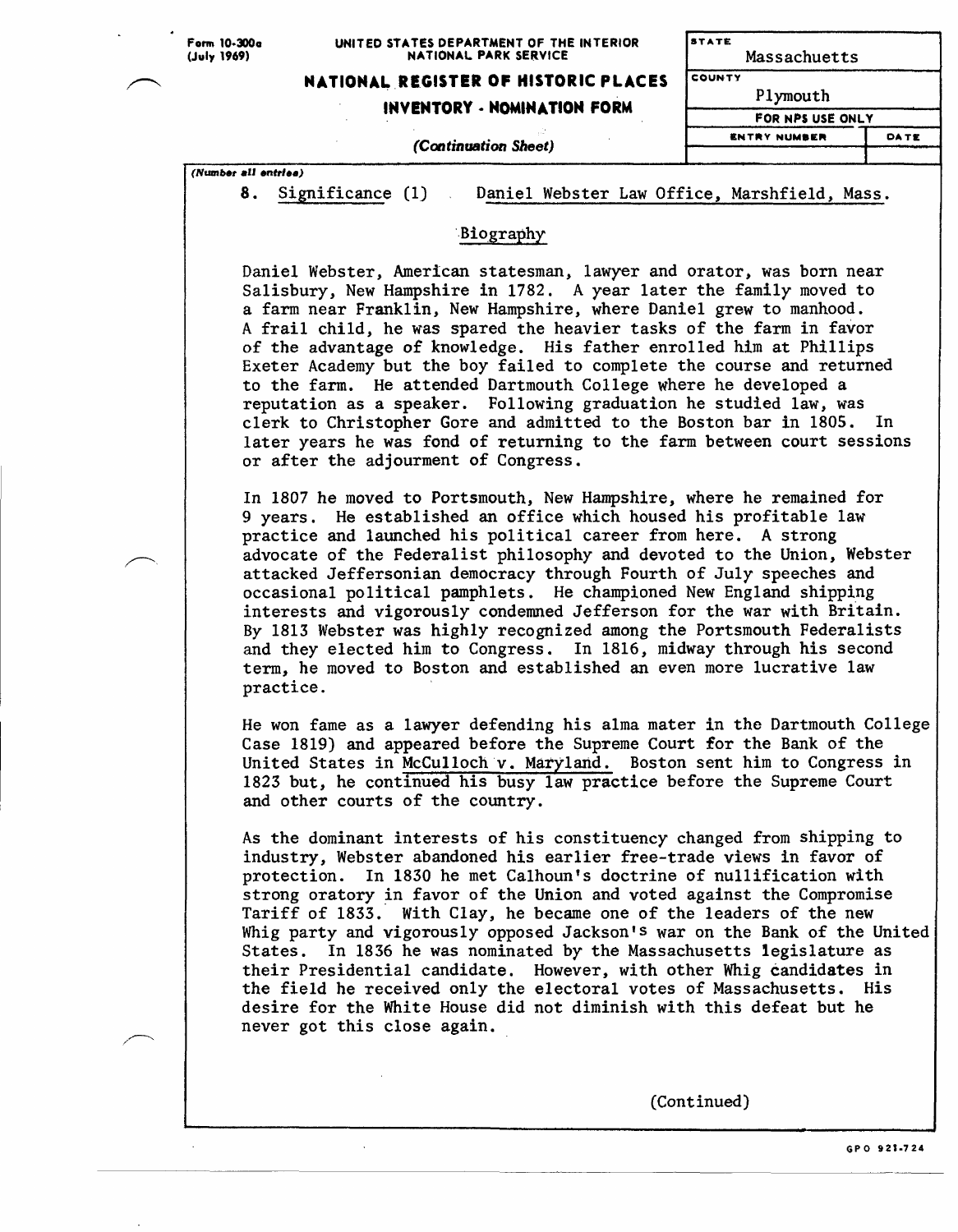Form 10-300a
(July 1969)

UNITED STATES DEPARTMENT OF THE INTERIOR
NATIONAL PARK SERVICE

**NATIONAL REGISTER OF HISTORIC PLACES**
**INVENTORY - NOMINATION FORM**

*(Continuation Sheet)*

| STATE | |
|---|---|
| Massachusetts | |
| COUNTY | |
| Plymouth | |
| FOR NPS USE ONLY | |
| ENTRY NUMBER | DATE |
| | |

*(Number all entries)*

8. Significance (1) Daniel Webster Law Office, Marshfield, Mass.

## Biography

Daniel Webster, American statesman, lawyer and orator, was born near Salisbury, New Hampshire in 1782. A year later the family moved to a farm near Franklin, New Hampshire, where Daniel grew to manhood. A frail child, he was spared the heavier tasks of the farm in favor of the advantage of knowledge. His father enrolled him at Phillips Exeter Academy but the boy failed to complete the course and returned to the farm. He attended Dartmouth College where he developed a reputation as a speaker. Following graduation he studied law, was clerk to Christopher Gore and admitted to the Boston bar in 1805. In later years he was fond of returning to the farm between court sessions or after the adjourment of Congress.

In 1807 he moved to Portsmouth, New Hampshire, where he remained for 9 years. He established an office which housed his profitable law practice and launched his political career from here. A strong advocate of the Federalist philosophy and devoted to the Union, Webster attacked Jeffersonian democracy through Fourth of July speeches and occasional political pamphlets. He championed New England shipping interests and vigorously condemned Jefferson for the war with Britain. By 1813 Webster was highly recognized among the Portsmouth Federalists and they elected him to Congress. In 1816, midway through his second term, he moved to Boston and established an even more lucrative law practice.

He won fame as a lawyer defending his alma mater in the Dartmouth College Case 1819) and appeared before the Supreme Court for the Bank of the United States in McCulloch v. Maryland. Boston sent him to Congress in 1823 but, he continued his busy law practice before the Supreme Court and other courts of the country.

As the dominant interests of his constituency changed from shipping to industry, Webster abandoned his earlier free-trade views in favor of protection. In 1830 he met Calhoun's doctrine of nullification with strong oratory in favor of the Union and voted against the Compromise Tariff of 1833. With Clay, he became one of the leaders of the new Whig party and vigorously opposed Jackson's war on the Bank of the United States. In 1836 he was nominated by the Massachusetts legislature as their Presidential candidate. However, with other Whig candidates in the field he received only the electoral votes of Massachusetts. His desire for the White House did not diminish with this defeat but he never got this close again.

(Continued)

GPO 921-724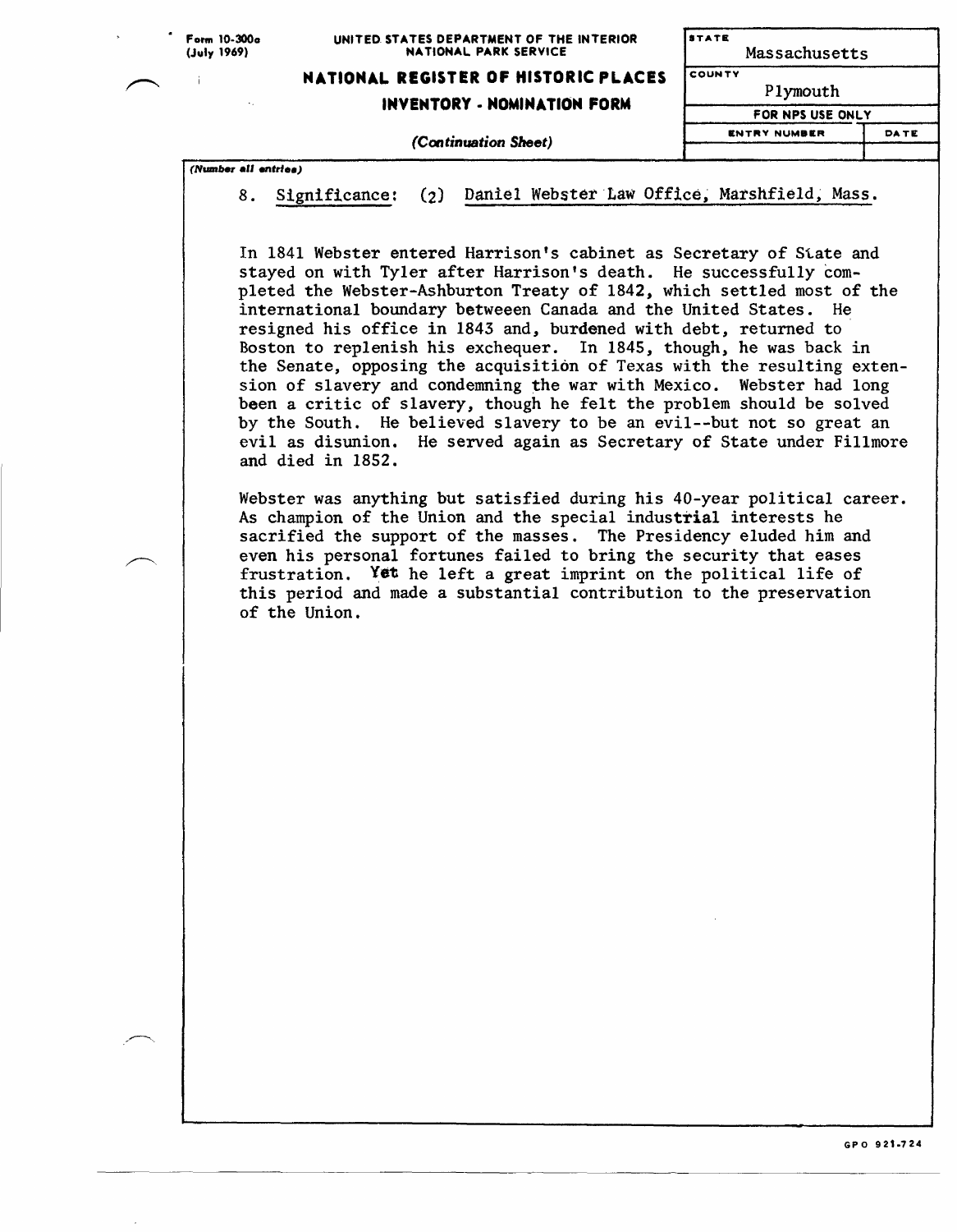Form 10-300a (July 1969)

UNITED STATES DEPARTMENT OF THE INTERIOR
NATIONAL PARK SERVICE

**NATIONAL REGISTER OF HISTORIC PLACES**
**INVENTORY - NOMINATION FORM**

*(Continuation Sheet)*

| STATE | |
|---|---|
| Massachusetts | |
| COUNTY | |
| Plymouth | |
| FOR NPS USE ONLY | |
| ENTRY NUMBER | DATE |
| | |

*(Number all entries)*

8. Significance: (2) Daniel Webster Law Office, Marshfield, Mass.

In 1841 Webster entered Harrison's cabinet as Secretary of State and stayed on with Tyler after Harrison's death. He successfully completed the Webster-Ashburton Treaty of 1842, which settled most of the international boundary betweeen Canada and the United States. He resigned his office in 1843 and, burdened with debt, returned to Boston to replenish his exchequer. In 1845, though, he was back in the Senate, opposing the acquisition of Texas with the resulting extension of slavery and condemning the war with Mexico. Webster had long been a critic of slavery, though he felt the problem should be solved by the South. He believed slavery to be an evil--but not so great an evil as disunion. He served again as Secretary of State under Fillmore and died in 1852.

Webster was anything but satisfied during his 40-year political career. As champion of the Union and the special industrial interests he sacrificed the support of the masses. The Presidency eluded him and even his personal fortunes failed to bring the security that eases frustration. Yet he left a great imprint on the political life of this period and made a substantial contribution to the preservation of the Union.

GPO 921-724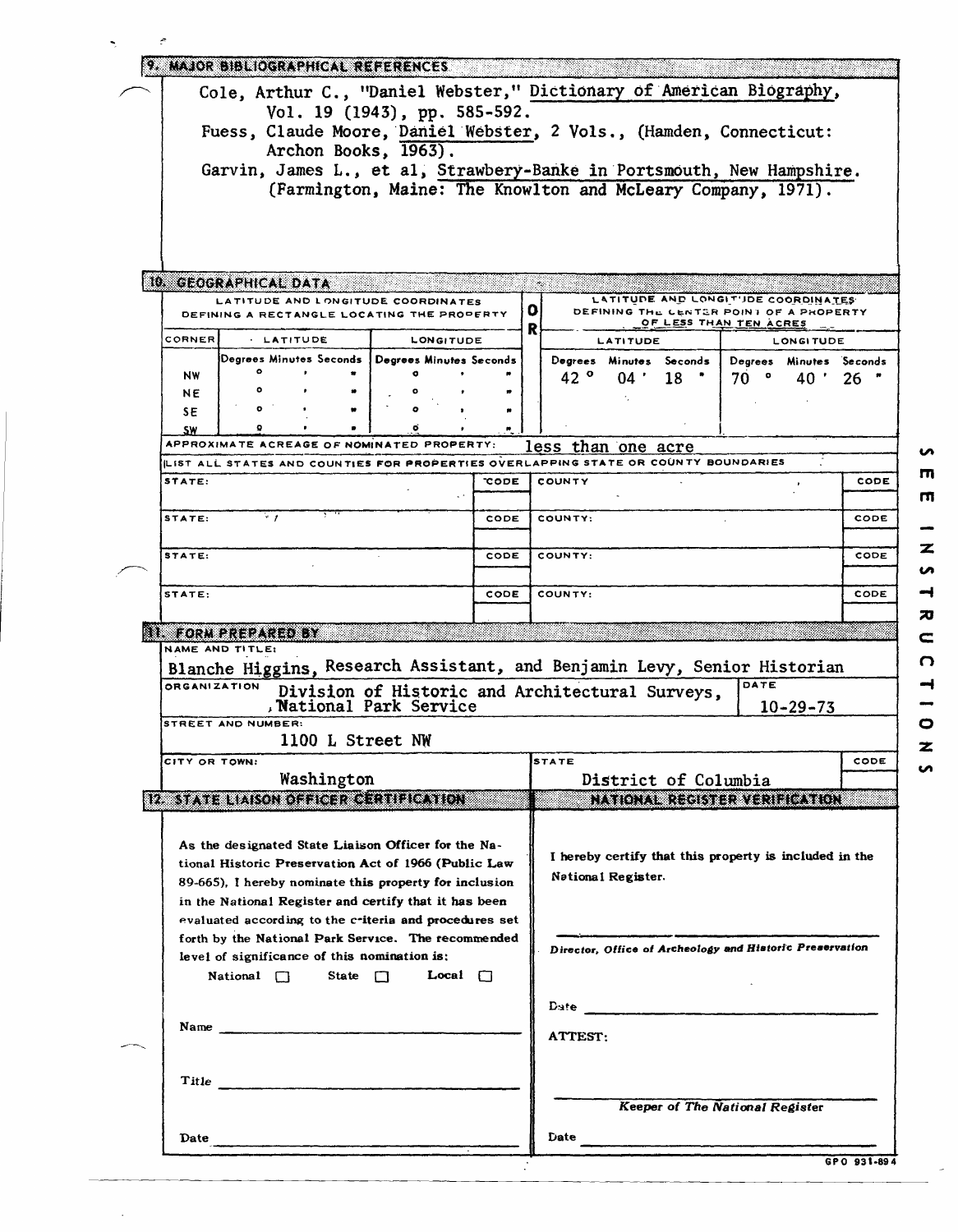## 9. MAJOR BIBLIOGRAPHICAL REFERENCES

Cole, Arthur C., "Daniel Webster," Dictionary of American Biography, Vol. 19 (1943), pp. 585-592.

Fuess, Claude Moore, Daniel Webster, 2 Vols., (Hamden, Connecticut: Archon Books, 1963).

Garvin, James L., et al, Strawbery-Banke in Portsmouth, New Hampshire. (Farmington, Maine: The Knowlton and McLeary Company, 1971).

## 10. GEOGRAPHICAL DATA

| LATITUDE AND LONGITUDE COORDINATES DEFINING A RECTANGLE LOCATING THE PROPERTY | | | OR | LATITUDE AND LONGITUDE COORDINATES DEFINING THE CENTER POINT OF A PROPERTY OF LESS THAN TEN ACRES | |
|---|---|---|---|---|---|
| CORNER | LATITUDE | LONGITUDE | | LATITUDE | LONGITUDE |
| | Degrees Minutes Seconds | Degrees Minutes Seconds | | Degrees Minutes Seconds | Degrees Minutes Seconds |
| NW | ° ' " | ° ' " | | 42 ° 04 ' 18 " | 70 ° 40 ' 26 " |
| NE | ° ' " | ° ' " | | | |
| SE | ° ' " | ° ' " | | | |
| SW | ° ' " | ° ' " | | | |

APPROXIMATE ACREAGE OF NOMINATED PROPERTY: less than one acre

LIST ALL STATES AND COUNTIES FOR PROPERTIES OVERLAPPING STATE OR COUNTY BOUNDARIES

| STATE: | CODE | COUNTY | CODE |
|---|---|---|---|
| STATE: | CODE | COUNTY: | CODE |
| STATE: | CODE | COUNTY: | CODE |
| STATE: | CODE | COUNTY: | CODE |

## 11. FORM PREPARED BY

NAME AND TITLE:
Blanche Higgins, Research Assistant, and Benjamin Levy, Senior Historian

ORGANIZATION: Division of Historic and Architectural Surveys, National Park Service

DATE: 10-29-73

STREET AND NUMBER: 1100 L Street NW

CITY OR TOWN: Washington

STATE: District of Columbia

CODE:

## 12. STATE LIAISON OFFICER CERTIFICATION

As the designated State Liaison Officer for the National Historic Preservation Act of 1966 (Public Law 89-665), I hereby nominate this property for inclusion in the National Register and certify that it has been evaluated according to the criteria and procedures set forth by the National Park Service. The recommended level of significance of this nomination is:

National ☐ State ☐ Local ☐

Name ______________________

Title ______________________

Date ______________________

## NATIONAL REGISTER VERIFICATION

I hereby certify that this property is included in the National Register.

______________________

*Director, Office of Archeology and Historic Preservation*

Date ______________________

ATTEST:

______________________

*Keeper of The National Register*

Date ______________________

SEE INSTRUCTIONS

GPO 931-894